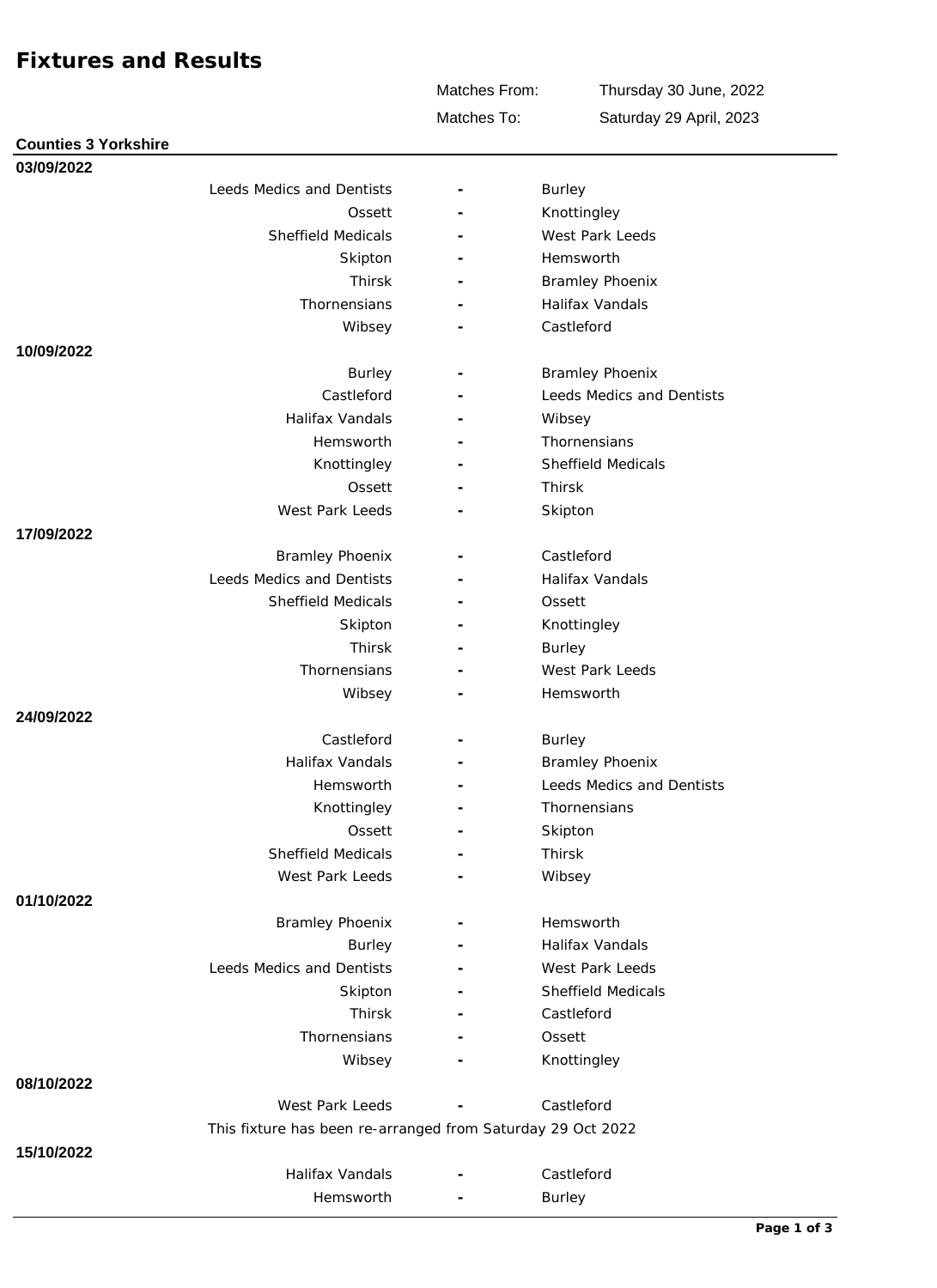# Fixtures and Results

Matches From: Thursday 30 June, 2022

Matches To: Saturday 29 April, 2023

## Counties 3 Yorkshire

### 03/09/2022

| Home | | Away |
|---|---|---|
| Leeds Medics and Dentists | - | Burley |
| Ossett | - | Knottingley |
| Sheffield Medicals | - | West Park Leeds |
| Skipton | - | Hemsworth |
| Thirsk | - | Bramley Phoenix |
| Thornensians | - | Halifax Vandals |
| Wibsey | - | Castleford |

### 10/09/2022

| Home | | Away |
|---|---|---|
| Burley | - | Bramley Phoenix |
| Castleford | - | Leeds Medics and Dentists |
| Halifax Vandals | - | Wibsey |
| Hemsworth | - | Thornensians |
| Knottingley | - | Sheffield Medicals |
| Ossett | - | Thirsk |
| West Park Leeds | - | Skipton |

### 17/09/2022

| Home | | Away |
|---|---|---|
| Bramley Phoenix | - | Castleford |
| Leeds Medics and Dentists | - | Halifax Vandals |
| Sheffield Medicals | - | Ossett |
| Skipton | - | Knottingley |
| Thirsk | - | Burley |
| Thornensians | - | West Park Leeds |
| Wibsey | - | Hemsworth |

### 24/09/2022

| Home | | Away |
|---|---|---|
| Castleford | - | Burley |
| Halifax Vandals | - | Bramley Phoenix |
| Hemsworth | - | Leeds Medics and Dentists |
| Knottingley | - | Thornensians |
| Ossett | - | Skipton |
| Sheffield Medicals | - | Thirsk |
| West Park Leeds | - | Wibsey |

### 01/10/2022

| Home | | Away |
|---|---|---|
| Bramley Phoenix | - | Hemsworth |
| Burley | - | Halifax Vandals |
| Leeds Medics and Dentists | - | West Park Leeds |
| Skipton | - | Sheffield Medicals |
| Thirsk | - | Castleford |
| Thornensians | - | Ossett |
| Wibsey | - | Knottingley |

### 08/10/2022

| Home | | Away |
|---|---|---|
| West Park Leeds | - | Castleford |

*This fixture has been re-arranged from Saturday 29 Oct 2022*

### 15/10/2022

| Home | | Away |
|---|---|---|
| Halifax Vandals | - | Castleford |
| Hemsworth | - | Burley |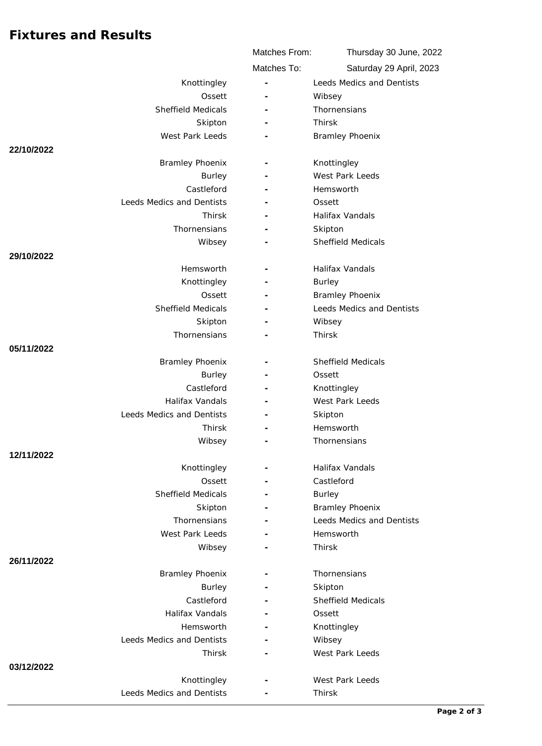# Fixtures and Results

| | | |
|---|---|---|
| Matches From: | Thursday 30 June, 2022 | |
| Matches To: | Saturday 29 April, 2023 | |

| Home | | Away |
|---|---|---|
| Knottingley | - | Leeds Medics and Dentists |
| Ossett | - | Wibsey |
| Sheffield Medicals | - | Thornensians |
| Skipton | - | Thirsk |
| West Park Leeds | - | Bramley Phoenix |

**22/10/2022**

| Home | | Away |
|---|---|---|
| Bramley Phoenix | - | Knottingley |
| Burley | - | West Park Leeds |
| Castleford | - | Hemsworth |
| Leeds Medics and Dentists | - | Ossett |
| Thirsk | - | Halifax Vandals |
| Thornensians | - | Skipton |
| Wibsey | - | Sheffield Medicals |

**29/10/2022**

| Home | | Away |
|---|---|---|
| Hemsworth | - | Halifax Vandals |
| Knottingley | - | Burley |
| Ossett | - | Bramley Phoenix |
| Sheffield Medicals | - | Leeds Medics and Dentists |
| Skipton | - | Wibsey |
| Thornensians | - | Thirsk |

**05/11/2022**

| Home | | Away |
|---|---|---|
| Bramley Phoenix | - | Sheffield Medicals |
| Burley | - | Ossett |
| Castleford | - | Knottingley |
| Halifax Vandals | - | West Park Leeds |
| Leeds Medics and Dentists | - | Skipton |
| Thirsk | - | Hemsworth |
| Wibsey | - | Thornensians |

**12/11/2022**

| Home | | Away |
|---|---|---|
| Knottingley | - | Halifax Vandals |
| Ossett | - | Castleford |
| Sheffield Medicals | - | Burley |
| Skipton | - | Bramley Phoenix |
| Thornensians | - | Leeds Medics and Dentists |
| West Park Leeds | - | Hemsworth |
| Wibsey | - | Thirsk |

**26/11/2022**

| Home | | Away |
|---|---|---|
| Bramley Phoenix | - | Thornensians |
| Burley | - | Skipton |
| Castleford | - | Sheffield Medicals |
| Halifax Vandals | - | Ossett |
| Hemsworth | - | Knottingley |
| Leeds Medics and Dentists | - | Wibsey |
| Thirsk | - | West Park Leeds |

**03/12/2022**

| Home | | Away |
|---|---|---|
| Knottingley | - | West Park Leeds |
| Leeds Medics and Dentists | - | Thirsk |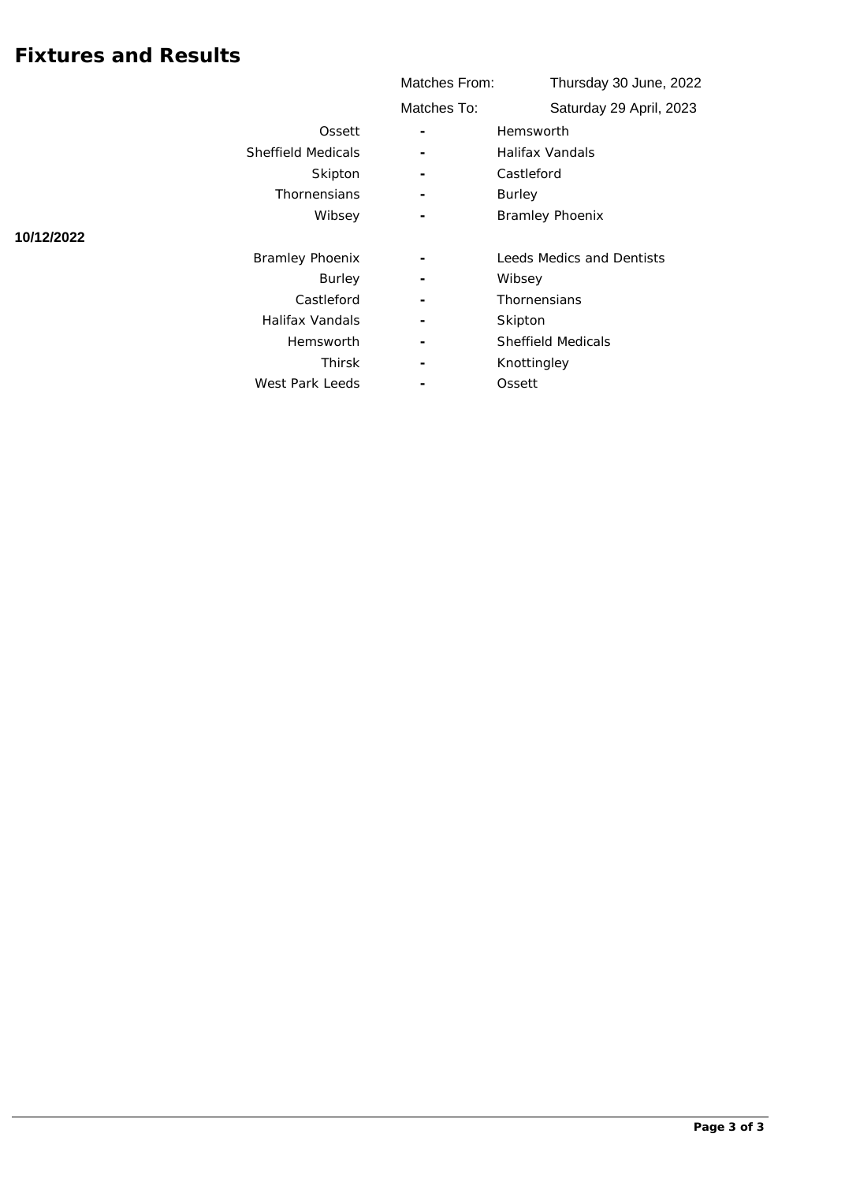## Fixtures and Results

| | | |
|---|---|---|
| Matches From: | Thursday 30 June, 2022 | |
| Matches To: | Saturday 29 April, 2023 | |

| | | | |
|---|---|---|---|
| | Ossett | - | Hemsworth |
| | Sheffield Medicals | - | Halifax Vandals |
| | Skipton | - | Castleford |
| | Thornensians | - | Burley |
| | Wibsey | - | Bramley Phoenix |
| **10/12/2022** | | | |
| | Bramley Phoenix | - | Leeds Medics and Dentists |
| | Burley | - | Wibsey |
| | Castleford | - | Thornensians |
| | Halifax Vandals | - | Skipton |
| | Hemsworth | - | Sheffield Medicals |
| | Thirsk | - | Knottingley |
| | West Park Leeds | - | Ossett |